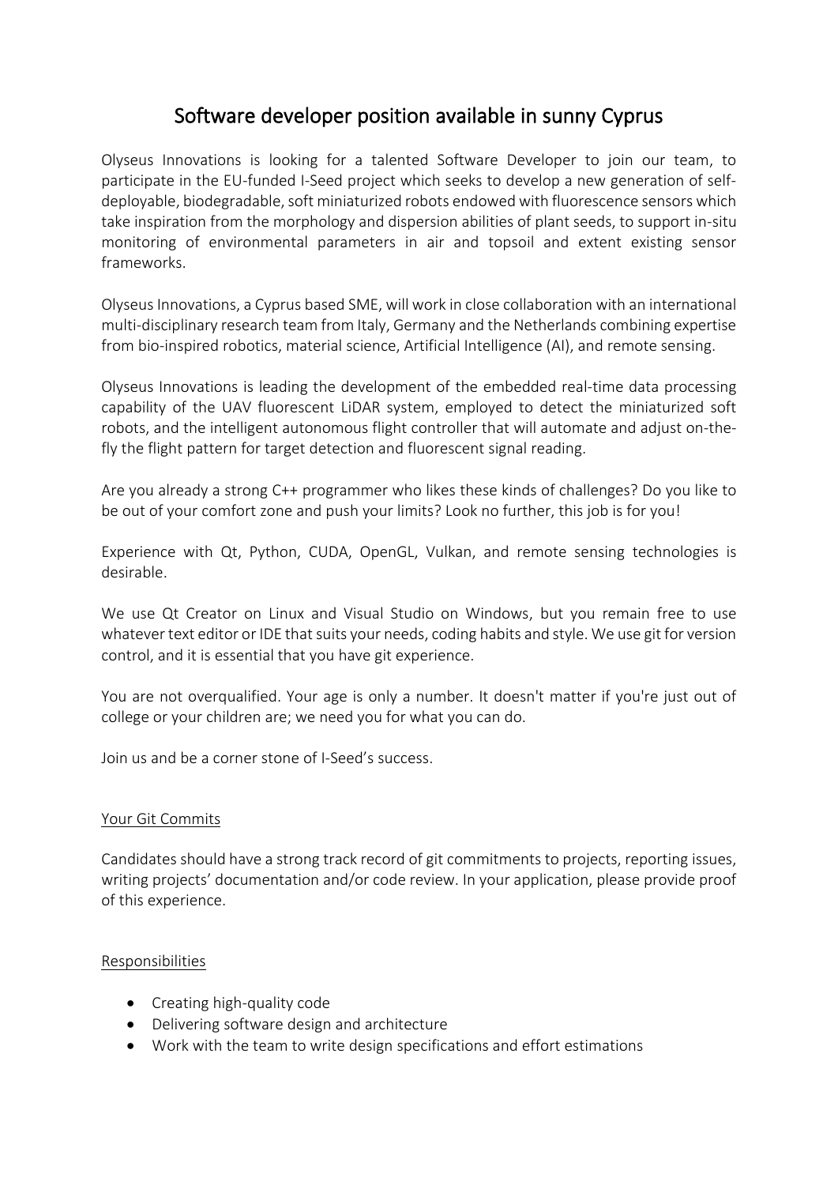# Software developer position available in sunny Cyprus

Olyseus Innovations is looking for a talented Software Developer to join our team, to participate in the EU-funded I-Seed project which seeks to develop a new generation of self-deployable, biodegradable, soft miniaturized robots endowed with fluorescence sensors which take inspiration from the morphology and dispersion abilities of plant seeds, to support in-situ monitoring of environmental parameters in air and topsoil and extent existing sensor frameworks.

Olyseus Innovations, a Cyprus based SME, will work in close collaboration with an international multi-disciplinary research team from Italy, Germany and the Netherlands combining expertise from bio-inspired robotics, material science, Artificial Intelligence (AI), and remote sensing.

Olyseus Innovations is leading the development of the embedded real-time data processing capability of the UAV fluorescent LiDAR system, employed to detect the miniaturized soft robots, and the intelligent autonomous flight controller that will automate and adjust on-the-fly the flight pattern for target detection and fluorescent signal reading.

Are you already a strong C++ programmer who likes these kinds of challenges? Do you like to be out of your comfort zone and push your limits? Look no further, this job is for you!

Experience with Qt, Python, CUDA, OpenGL, Vulkan, and remote sensing technologies is desirable.

We use Qt Creator on Linux and Visual Studio on Windows, but you remain free to use whatever text editor or IDE that suits your needs, coding habits and style. We use git for version control, and it is essential that you have git experience.

You are not overqualified. Your age is only a number. It doesn't matter if you're just out of college or your children are; we need you for what you can do.

Join us and be a corner stone of I-Seed's success.

## Your Git Commits

Candidates should have a strong track record of git commitments to projects, reporting issues, writing projects' documentation and/or code review. In your application, please provide proof of this experience.

## Responsibilities

- Creating high-quality code
- Delivering software design and architecture
- Work with the team to write design specifications and effort estimations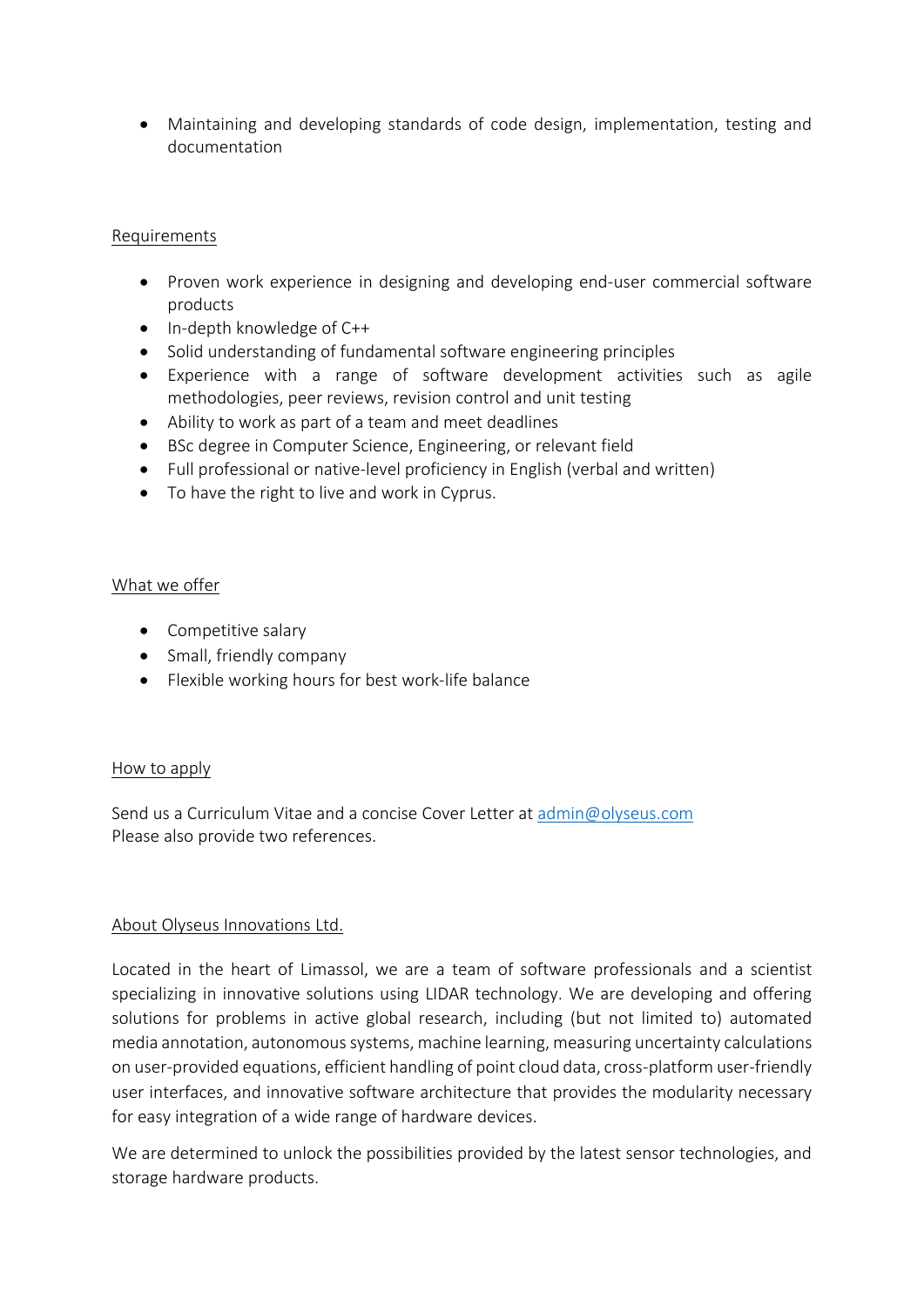- Maintaining and developing standards of code design, implementation, testing and documentation

## Requirements

- Proven work experience in designing and developing end-user commercial software products
- In-depth knowledge of C++
- Solid understanding of fundamental software engineering principles
- Experience with a range of software development activities such as agile methodologies, peer reviews, revision control and unit testing
- Ability to work as part of a team and meet deadlines
- BSc degree in Computer Science, Engineering, or relevant field
- Full professional or native-level proficiency in English (verbal and written)
- To have the right to live and work in Cyprus.

## What we offer

- Competitive salary
- Small, friendly company
- Flexible working hours for best work-life balance

## How to apply

Send us a Curriculum Vitae and a concise Cover Letter at [admin@olyseus.com](mailto:admin@olyseus.com)
Please also provide two references.

## About Olyseus Innovations Ltd.

Located in the heart of Limassol, we are a team of software professionals and a scientist specializing in innovative solutions using LIDAR technology. We are developing and offering solutions for problems in active global research, including (but not limited to) automated media annotation, autonomous systems, machine learning, measuring uncertainty calculations on user-provided equations, efficient handling of point cloud data, cross-platform user-friendly user interfaces, and innovative software architecture that provides the modularity necessary for easy integration of a wide range of hardware devices.

We are determined to unlock the possibilities provided by the latest sensor technologies, and storage hardware products.